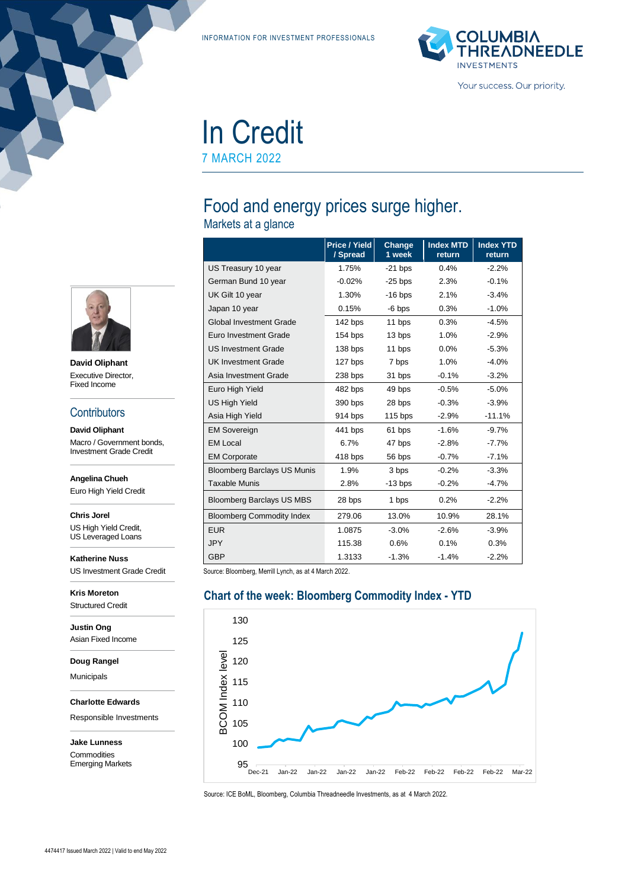INFORMATION FOR INVESTMENT PROFESSIONALS

COLUMBIA THREADNEEDLE INVESTMENTS

Your success. Our priority.

# In Credit

7 MARCH 2022

## Food and energy prices surge higher.

### Markets at a glance

| | Price / Yield / Spread | Change 1 week | Index MTD return | Index YTD return |
|---|---|---|---|---|
| US Treasury 10 year | 1.75% | -21 bps | 0.4% | -2.2% |
| German Bund 10 year | -0.02% | -25 bps | 2.3% | -0.1% |
| UK Gilt 10 year | 1.30% | -16 bps | 2.1% | -3.4% |
| Japan 10 year | 0.15% | -6 bps | 0.3% | -1.0% |
| Global Investment Grade | 142 bps | 11 bps | 0.3% | -4.5% |
| Euro Investment Grade | 154 bps | 13 bps | 1.0% | -2.9% |
| US Investment Grade | 138 bps | 11 bps | 0.0% | -5.3% |
| UK Investment Grade | 127 bps | 7 bps | 1.0% | -4.0% |
| Asia Investment Grade | 238 bps | 31 bps | -0.1% | -3.2% |
| Euro High Yield | 482 bps | 49 bps | -0.5% | -5.0% |
| US High Yield | 390 bps | 28 bps | -0.3% | -3.9% |
| Asia High Yield | 914 bps | 115 bps | -2.9% | -11.1% |
| EM Sovereign | 441 bps | 61 bps | -1.6% | -9.7% |
| EM Local | 6.7% | 47 bps | -2.8% | -7.7% |
| EM Corporate | 418 bps | 56 bps | -0.7% | -7.1% |
| Bloomberg Barclays US Munis | 1.9% | 3 bps | -0.2% | -3.3% |
| Taxable Munis | 2.8% | -13 bps | -0.2% | -4.7% |
| Bloomberg Barclays US MBS | 28 bps | 1 bps | 0.2% | -2.2% |
| Bloomberg Commodity Index | 279.06 | 13.0% | 10.9% | 28.1% |
| EUR | 1.0875 | -3.0% | -2.6% | -3.9% |
| JPY | 115.38 | 0.6% | 0.1% | 0.3% |
| GBP | 1.3133 | -1.3% | -1.4% | -2.2% |

Source: Bloomberg, Merrill Lynch, as at 4 March 2022.

### Chart of the week: Bloomberg Commodity Index - YTD

Source: ICE BoML, Bloomberg, Columbia Threadneedle Investments, as at 4 March 2022.

**David Oliphant**
Executive Director,
Fixed Income

## Contributors

**David Oliphant**
Macro / Government bonds, Investment Grade Credit

**Angelina Chueh**
Euro High Yield Credit

**Chris Jorel**
US High Yield Credit, US Leveraged Loans

**Katherine Nuss**
US Investment Grade Credit

**Kris Moreton**
Structured Credit

**Justin Ong**
Asian Fixed Income

**Doug Rangel**
Municipals

**Charlotte Edwards**
Responsible Investments

**Jake Lunness**
Commodities
Emerging Markets

4474417 Issued March 2022 | Valid to end May 2022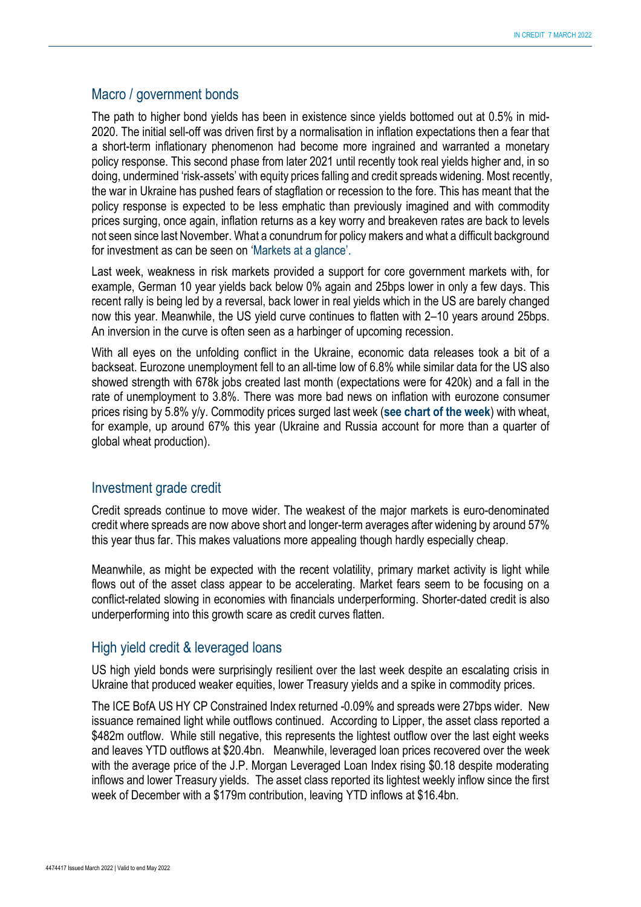## Macro / government bonds

The path to higher bond yields has been in existence since yields bottomed out at 0.5% in mid-2020. The initial sell-off was driven first by a normalisation in inflation expectations then a fear that a short-term inflationary phenomenon had become more ingrained and warranted a monetary policy response. This second phase from later 2021 until recently took real yields higher and, in so doing, undermined 'risk-assets' with equity prices falling and credit spreads widening. Most recently, the war in Ukraine has pushed fears of stagflation or recession to the fore. This has meant that the policy response is expected to be less emphatic than previously imagined and with commodity prices surging, once again, inflation returns as a key worry and breakeven rates are back to levels not seen since last November. What a conundrum for policy makers and what a difficult background for investment as can be seen on 'Markets at a glance'.

Last week, weakness in risk markets provided a support for core government markets with, for example, German 10 year yields back below 0% again and 25bps lower in only a few days. This recent rally is being led by a reversal, back lower in real yields which in the US are barely changed now this year. Meanwhile, the US yield curve continues to flatten with 2–10 years around 25bps. An inversion in the curve is often seen as a harbinger of upcoming recession.

With all eyes on the unfolding conflict in the Ukraine, economic data releases took a bit of a backseat. Eurozone unemployment fell to an all-time low of 6.8% while similar data for the US also showed strength with 678k jobs created last month (expectations were for 420k) and a fall in the rate of unemployment to 3.8%. There was more bad news on inflation with eurozone consumer prices rising by 5.8% y/y. Commodity prices surged last week (**see chart of the week**) with wheat, for example, up around 67% this year (Ukraine and Russia account for more than a quarter of global wheat production).

## Investment grade credit

Credit spreads continue to move wider. The weakest of the major markets is euro-denominated credit where spreads are now above short and longer-term averages after widening by around 57% this year thus far. This makes valuations more appealing though hardly especially cheap.

Meanwhile, as might be expected with the recent volatility, primary market activity is light while flows out of the asset class appear to be accelerating. Market fears seem to be focusing on a conflict-related slowing in economies with financials underperforming. Shorter-dated credit is also underperforming into this growth scare as credit curves flatten.

## High yield credit & leveraged loans

US high yield bonds were surprisingly resilient over the last week despite an escalating crisis in Ukraine that produced weaker equities, lower Treasury yields and a spike in commodity prices.

The ICE BofA US HY CP Constrained Index returned -0.09% and spreads were 27bps wider. New issuance remained light while outflows continued. According to Lipper, the asset class reported a $482m outflow. While still negative, this represents the lightest outflow over the last eight weeks and leaves YTD outflows at $20.4bn. Meanwhile, leveraged loan prices recovered over the week with the average price of the J.P. Morgan Leveraged Loan Index rising $0.18 despite moderating inflows and lower Treasury yields. The asset class reported its lightest weekly inflow since the first week of December with a $179m contribution, leaving YTD inflows at $16.4bn.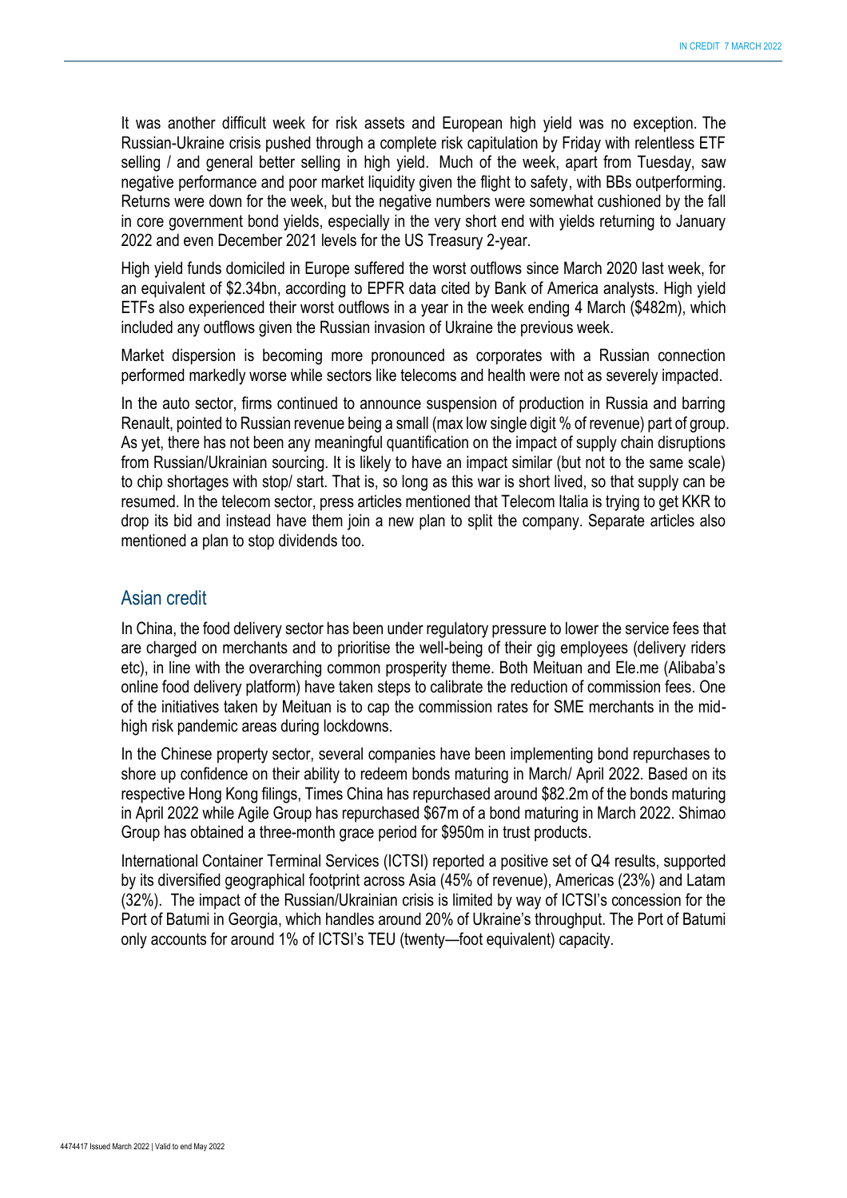It was another difficult week for risk assets and European high yield was no exception. The Russian-Ukraine crisis pushed through a complete risk capitulation by Friday with relentless ETF selling / and general better selling in high yield. Much of the week, apart from Tuesday, saw negative performance and poor market liquidity given the flight to safety, with BBs outperforming. Returns were down for the week, but the negative numbers were somewhat cushioned by the fall in core government bond yields, especially in the very short end with yields returning to January 2022 and even December 2021 levels for the US Treasury 2-year.

High yield funds domiciled in Europe suffered the worst outflows since March 2020 last week, for an equivalent of $2.34bn, according to EPFR data cited by Bank of America analysts. High yield ETFs also experienced their worst outflows in a year in the week ending 4 March ($482m), which included any outflows given the Russian invasion of Ukraine the previous week.

Market dispersion is becoming more pronounced as corporates with a Russian connection performed markedly worse while sectors like telecoms and health were not as severely impacted.

In the auto sector, firms continued to announce suspension of production in Russia and barring Renault, pointed to Russian revenue being a small (max low single digit % of revenue) part of group. As yet, there has not been any meaningful quantification on the impact of supply chain disruptions from Russian/Ukrainian sourcing. It is likely to have an impact similar (but not to the same scale) to chip shortages with stop/ start. That is, so long as this war is short lived, so that supply can be resumed. In the telecom sector, press articles mentioned that Telecom Italia is trying to get KKR to drop its bid and instead have them join a new plan to split the company. Separate articles also mentioned a plan to stop dividends too.

## Asian credit

In China, the food delivery sector has been under regulatory pressure to lower the service fees that are charged on merchants and to prioritise the well-being of their gig employees (delivery riders etc), in line with the overarching common prosperity theme. Both Meituan and Ele.me (Alibaba's online food delivery platform) have taken steps to calibrate the reduction of commission fees. One of the initiatives taken by Meituan is to cap the commission rates for SME merchants in the mid-high risk pandemic areas during lockdowns.

In the Chinese property sector, several companies have been implementing bond repurchases to shore up confidence on their ability to redeem bonds maturing in March/ April 2022. Based on its respective Hong Kong filings, Times China has repurchased around $82.2m of the bonds maturing in April 2022 while Agile Group has repurchased $67m of a bond maturing in March 2022. Shimao Group has obtained a three-month grace period for $950m in trust products.

International Container Terminal Services (ICTSI) reported a positive set of Q4 results, supported by its diversified geographical footprint across Asia (45% of revenue), Americas (23%) and Latam (32%). The impact of the Russian/Ukrainian crisis is limited by way of ICTSI's concession for the Port of Batumi in Georgia, which handles around 20% of Ukraine's throughput. The Port of Batumi only accounts for around 1% of ICTSI's TEU (twenty—foot equivalent) capacity.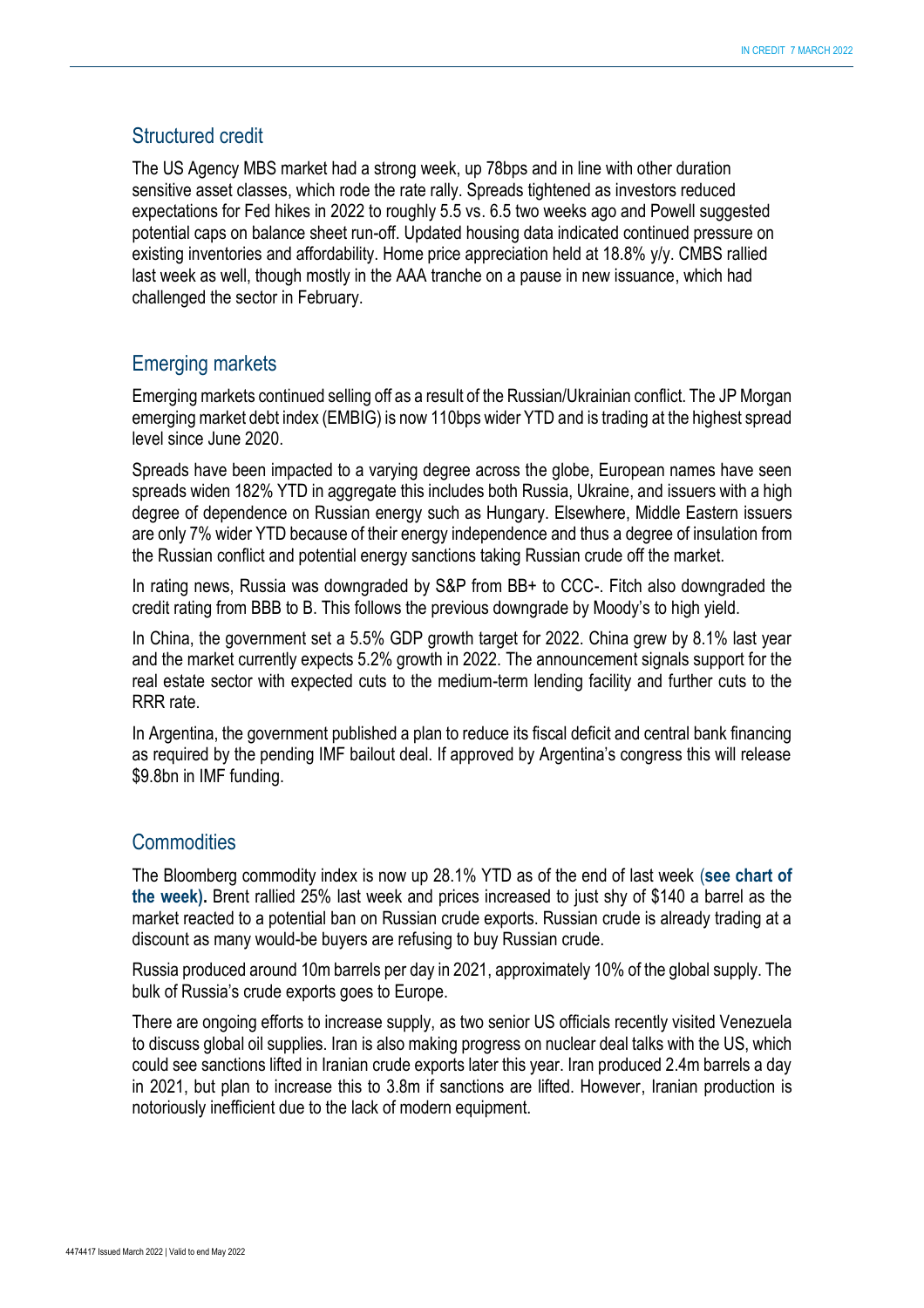## Structured credit

The US Agency MBS market had a strong week, up 78bps and in line with other duration sensitive asset classes, which rode the rate rally. Spreads tightened as investors reduced expectations for Fed hikes in 2022 to roughly 5.5 vs. 6.5 two weeks ago and Powell suggested potential caps on balance sheet run-off. Updated housing data indicated continued pressure on existing inventories and affordability. Home price appreciation held at 18.8% y/y. CMBS rallied last week as well, though mostly in the AAA tranche on a pause in new issuance, which had challenged the sector in February.

## Emerging markets

Emerging markets continued selling off as a result of the Russian/Ukrainian conflict. The JP Morgan emerging market debt index (EMBIG) is now 110bps wider YTD and is trading at the highest spread level since June 2020.

Spreads have been impacted to a varying degree across the globe, European names have seen spreads widen 182% YTD in aggregate this includes both Russia, Ukraine, and issuers with a high degree of dependence on Russian energy such as Hungary. Elsewhere, Middle Eastern issuers are only 7% wider YTD because of their energy independence and thus a degree of insulation from the Russian conflict and potential energy sanctions taking Russian crude off the market.

In rating news, Russia was downgraded by S&P from BB+ to CCC-. Fitch also downgraded the credit rating from BBB to B. This follows the previous downgrade by Moody's to high yield.

In China, the government set a 5.5% GDP growth target for 2022. China grew by 8.1% last year and the market currently expects 5.2% growth in 2022. The announcement signals support for the real estate sector with expected cuts to the medium-term lending facility and further cuts to the RRR rate.

In Argentina, the government published a plan to reduce its fiscal deficit and central bank financing as required by the pending IMF bailout deal. If approved by Argentina's congress this will release $9.8bn in IMF funding.

## Commodities

The Bloomberg commodity index is now up 28.1% YTD as of the end of last week (**see chart of the week).** Brent rallied 25% last week and prices increased to just shy of $140 a barrel as the market reacted to a potential ban on Russian crude exports. Russian crude is already trading at a discount as many would-be buyers are refusing to buy Russian crude.

Russia produced around 10m barrels per day in 2021, approximately 10% of the global supply. The bulk of Russia's crude exports goes to Europe.

There are ongoing efforts to increase supply, as two senior US officials recently visited Venezuela to discuss global oil supplies. Iran is also making progress on nuclear deal talks with the US, which could see sanctions lifted in Iranian crude exports later this year. Iran produced 2.4m barrels a day in 2021, but plan to increase this to 3.8m if sanctions are lifted. However, Iranian production is notoriously inefficient due to the lack of modern equipment.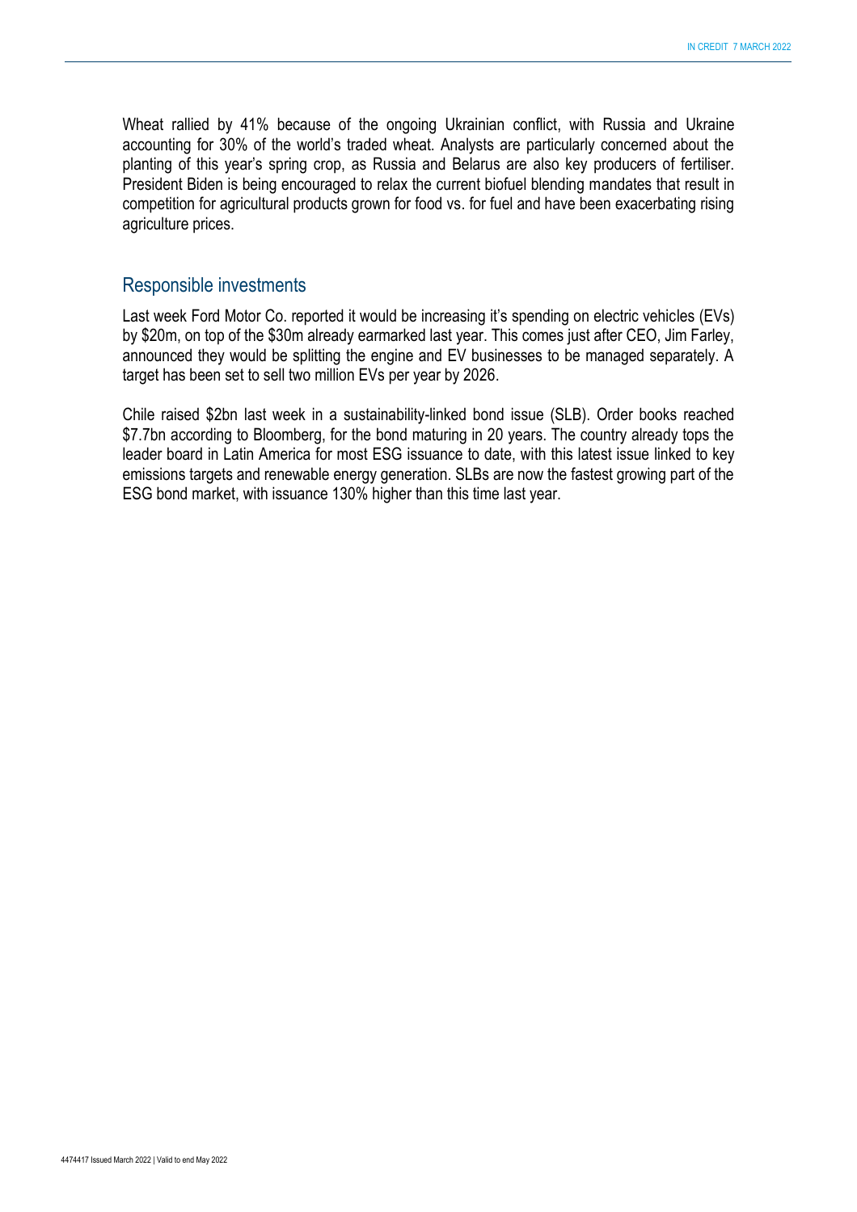Wheat rallied by 41% because of the ongoing Ukrainian conflict, with Russia and Ukraine accounting for 30% of the world's traded wheat. Analysts are particularly concerned about the planting of this year's spring crop, as Russia and Belarus are also key producers of fertiliser. President Biden is being encouraged to relax the current biofuel blending mandates that result in competition for agricultural products grown for food vs. for fuel and have been exacerbating rising agriculture prices.

## Responsible investments

Last week Ford Motor Co. reported it would be increasing it's spending on electric vehicles (EVs) by $20m, on top of the $30m already earmarked last year. This comes just after CEO, Jim Farley, announced they would be splitting the engine and EV businesses to be managed separately. A target has been set to sell two million EVs per year by 2026.

Chile raised $2bn last week in a sustainability-linked bond issue (SLB). Order books reached $7.7bn according to Bloomberg, for the bond maturing in 20 years. The country already tops the leader board in Latin America for most ESG issuance to date, with this latest issue linked to key emissions targets and renewable energy generation. SLBs are now the fastest growing part of the ESG bond market, with issuance 130% higher than this time last year.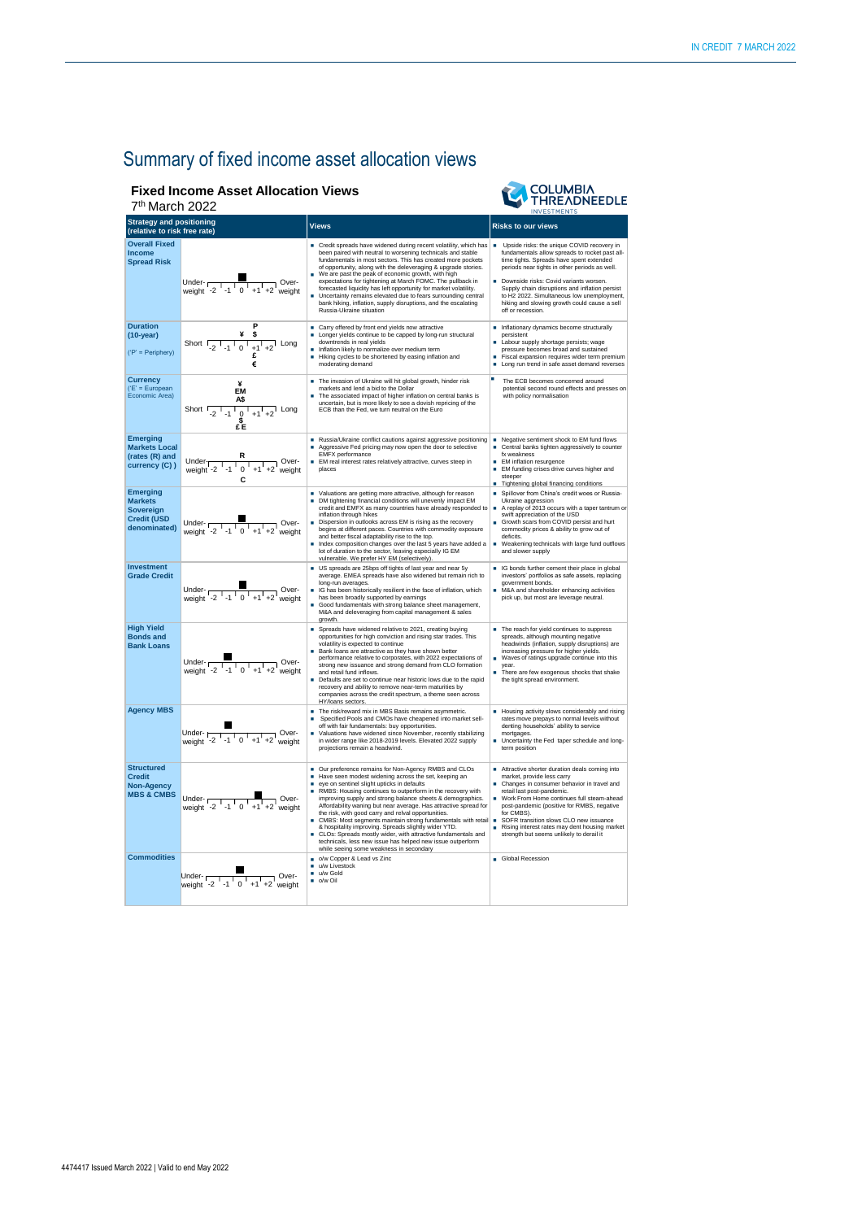# Summary of fixed income asset allocation views

## Fixed Income Asset Allocation Views

7th March 2022

| Strategy and positioning (relative to risk free rate) | | Views | Risks to our views |
|---|---|---|---|
| **Overall Fixed Income Spread Risk** | Under-weight -2 -1 0 +1 +2 Over-weight (position: +1) | ▪ Credit spreads have widened during recent volatility, which has been paired with neutral to worsening technicals and stable fundamentals in most sectors. This has created more pockets of opportunity, along with the deleveraging & upgrade stories. ▪ We are past the peak of economic growth, with high expectations for tightening at March FOMC. The pullback in forecasted liquidity has left opportunity for market volatility. ▪ Uncertainty remains elevated due to fears surrounding central bank hiking, inflation, supply disruptions, and the escalating Russia-Ukraine situation | ▪ Upside risks: the unique COVID recovery in fundamentals allow spreads to rocket past all-time tights. Spreads have spent extended periods near tights in other periods as well. ▪ Downside risks: Covid variants worsen. Supply chain disruptions and inflation persist to H2 2022. Simultaneous low unemployment, hiking and slowing growth could cause a sell off or recession. |
| **Duration (10-year)** ('P' = Periphery) | Short -2 -1 0 +1 +2 Long (¥ +1, P +1, $ +1, £ +1, € +1) | ▪ Carry offered by front end yields now attractive ▪ Longer yields continue to be capped by long-run structural downtrends in real yields ▪ Inflation likely to normalize over medium term ▪ Hiking cycles to be shortened by easing inflation and moderating demand | ▪ Inflationary dynamics become structurally persistent ▪ Labour supply shortage persists; wage pressure becomes broad and sustained ▪ Fiscal expansion requires wider term premium ▪ Long run trend in safe asset demand reverses |
| **Currency** ('E' = European Economic Area) | Short -2 -1 0 +1 +2 Long (¥, EM, A$ 0; $, £, E 0) | ▪ The invasion of Ukraine will hit global growth, hinder risk markets and lend a bid to the Dollar ▪ The associated impact of higher inflation on central banks is uncertain, but is more likely to see a dovish repricing of the ECB than the Fed, we turn neutral on the Euro | ▪ The ECB becomes concerned around potential second round effects and presses on with policy normalisation |
| **Emerging Markets Local (rates (R) and currency (C) )** | Under-weight -2 -1 0 +1 +2 Over-weight (R 0, C 0) | ▪ Russia/Ukraine conflict cautions against aggressive positioning ▪ Aggressive Fed pricing may now open the door to selective EMFX performance ▪ EM real interest rates relatively attractive, curves steep in places | ▪ Negative sentiment shock to EM fund flows ▪ Central banks tighten aggressively to counter fx weakness ▪ EM inflation resurgence ▪ EM funding crises drive curves higher and steeper ▪ Tightening global financing conditions |
| **Emerging Markets Sovereign Credit (USD denominated)** | Under-weight -2 -1 0 +1 +2 Over-weight (position: 0) | ▪ Valuations are getting more attractive, although for reason ▪ DM tightening financial conditions will unevenly impact EM credit and EMFX as many countries have already responded to inflation through hikes ▪ Dispersion in outlooks across EM is rising as the recovery begins at different paces. Countries with commodity exposure and better fiscal adaptability rise to the top. ▪ Index composition changes over the last 5 years have added a lot of duration to the sector, leaving especially IG EM vulnerable. We prefer HY EM (selectively). | ▪ Spillover from China's credit woes or Russia-Ukraine aggression ▪ A replay of 2013 occurs with a taper tantrum or swift appreciation of the USD ▪ Growth scars from COVID persist and hurt commodity prices & ability to grow out of deficits. ▪ Weakening technicals with large fund outflows and slower supply |
| **Investment Grade Credit** | Under-weight -2 -1 0 +1 +2 Over-weight (position: +1) | ▪ US spreads are 25bps off tights of last year and near 5y average. EMEA spreads have also widened but remain rich to long-run averages. ▪ IG has been historically resilient in the face of inflation, which has been broadly supported by earnings ▪ Good fundamentals with strong balance sheet management, M&A and deleveraging from capital management & sales growth. | ▪ IG bonds further cement their place in global investors' portfolios as safe assets, replacing government bonds. ▪ M&A and shareholder enhancing activities pick up, but most are leverage neutral. |
| **High Yield Bonds and Bank Loans** | Under-weight -2 -1 0 +1 +2 Over-weight (position: -1) | ▪ Spreads have widened relative to 2021, creating buying opportunities for high conviction and rising star trades. This volatility is expected to continue ▪ Bank loans are attractive as they have shown better performance relative to corporates, with 2022 expectations of strong new issuance and strong demand from CLO formation and retail fund inflows. ▪ Defaults are set to continue near historic lows due to the rapid recovery and ability to remove near-term maturities by companies across the credit spectrum, a theme seen across HY/loans sectors. | ▪ The reach for yield continues to suppress spreads, although mounting negative headwinds (inflation, supply disruptions) are increasing pressure for higher yields. ▪ Waves of ratings upgrade continue into this year. ▪ There are few exogenous shocks that shake the tight spread environment. |
| **Agency MBS** | Under-weight -2 -1 0 +1 +2 Over-weight (position: -1) | ▪ The risk/reward mix in MBS Basis remains asymmetric. ▪ Specified Pools and CMOs have cheapened into market sell-off with fair fundamentals: buy opportunities. ▪ Valuations have widened since November, recently stabilizing in wider range like 2018-2019 levels. Elevated 2022 supply projections remain a headwind. | ▪ Housing activity slows considerably and rising rates move prepays to normal levels without denting households' ability to service mortgages. ▪ Uncertainty the Fed taper schedule and long-term position |
| **Structured Credit Non-Agency MBS & CMBS** | Under-weight -2 -1 0 +1 +2 Over-weight (position: +1) | ▪ Our preference remains for Non-Agency RMBS and CLOs ▪ Have seen modest widening across the set, keeping an ▪ eye on sentinel slight upticks in defaults ▪ RMBS: Housing continues to outperform in the recovery with improving supply and strong balance sheets & demographics. Affordability waning but near average. Has attractive spread for the risk, with good carry and relval opportunities. ▪ CMBS: Most segments maintain strong fundamentals with retail & hospitality improving. Spreads slightly wider YTD. ▪ CLOs: Spreads mostly wider, with attractive fundamentals and technicals, less new issue has helped new issue outperform while seeing some weakness in secondary | ▪ Attractive shorter duration deals coming into market, provide less carry ▪ Changes in consumer behavior in travel and retail last post-pandemic. ▪ Work From Home continues full steam-ahead post-pandemic (positive for RMBS, negative for CMBS). ▪ SOFR transition slows CLO new issuance ▪ Rising interest rates may dent housing market strength but seems unlikely to derail it |
| **Commodities** | Under-weight -2 -1 0 +1 +2 Over-weight (position: 0) | ▪ o/w Copper & Lead vs Zinc ▪ u/w Livestock ▪ u/w Gold ▪ o/w Oil | ▪ Global Recession |

4474417 Issued March 2022 | Valid to end May 2022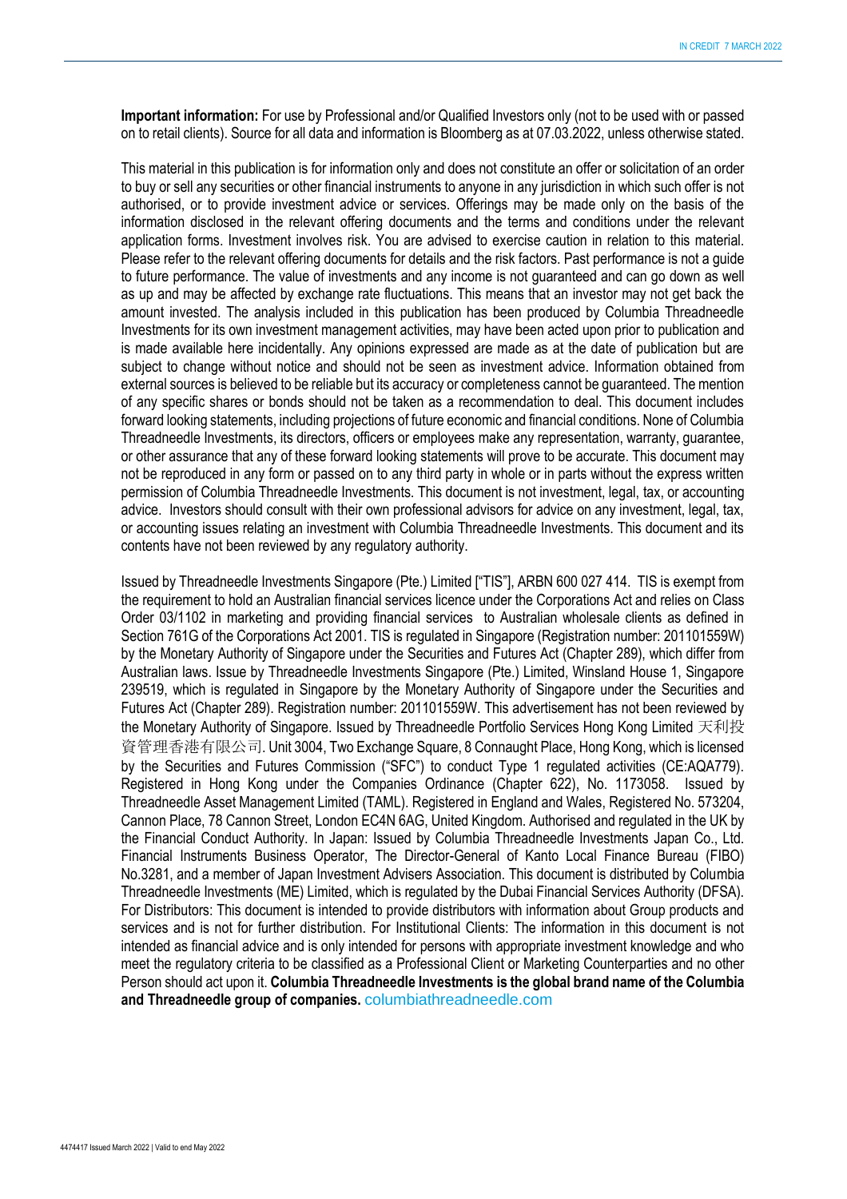**Important information:** For use by Professional and/or Qualified Investors only (not to be used with or passed on to retail clients). Source for all data and information is Bloomberg as at 07.03.2022, unless otherwise stated.

This material in this publication is for information only and does not constitute an offer or solicitation of an order to buy or sell any securities or other financial instruments to anyone in any jurisdiction in which such offer is not authorised, or to provide investment advice or services. Offerings may be made only on the basis of the information disclosed in the relevant offering documents and the terms and conditions under the relevant application forms. Investment involves risk. You are advised to exercise caution in relation to this material. Please refer to the relevant offering documents for details and the risk factors. Past performance is not a guide to future performance. The value of investments and any income is not guaranteed and can go down as well as up and may be affected by exchange rate fluctuations. This means that an investor may not get back the amount invested. The analysis included in this publication has been produced by Columbia Threadneedle Investments for its own investment management activities, may have been acted upon prior to publication and is made available here incidentally. Any opinions expressed are made as at the date of publication but are subject to change without notice and should not be seen as investment advice. Information obtained from external sources is believed to be reliable but its accuracy or completeness cannot be guaranteed. The mention of any specific shares or bonds should not be taken as a recommendation to deal. This document includes forward looking statements, including projections of future economic and financial conditions. None of Columbia Threadneedle Investments, its directors, officers or employees make any representation, warranty, guarantee, or other assurance that any of these forward looking statements will prove to be accurate. This document may not be reproduced in any form or passed on to any third party in whole or in parts without the express written permission of Columbia Threadneedle Investments. This document is not investment, legal, tax, or accounting advice. Investors should consult with their own professional advisors for advice on any investment, legal, tax, or accounting issues relating an investment with Columbia Threadneedle Investments. This document and its contents have not been reviewed by any regulatory authority.

Issued by Threadneedle Investments Singapore (Pte.) Limited ["TIS"], ARBN 600 027 414. TIS is exempt from the requirement to hold an Australian financial services licence under the Corporations Act and relies on Class Order 03/1102 in marketing and providing financial services to Australian wholesale clients as defined in Section 761G of the Corporations Act 2001. TIS is regulated in Singapore (Registration number: 201101559W) by the Monetary Authority of Singapore under the Securities and Futures Act (Chapter 289), which differ from Australian laws. Issue by Threadneedle Investments Singapore (Pte.) Limited, Winsland House 1, Singapore 239519, which is regulated in Singapore by the Monetary Authority of Singapore under the Securities and Futures Act (Chapter 289). Registration number: 201101559W. This advertisement has not been reviewed by the Monetary Authority of Singapore. Issued by Threadneedle Portfolio Services Hong Kong Limited 天利投資管理香港有限公司. Unit 3004, Two Exchange Square, 8 Connaught Place, Hong Kong, which is licensed by the Securities and Futures Commission ("SFC") to conduct Type 1 regulated activities (CE:AQA779). Registered in Hong Kong under the Companies Ordinance (Chapter 622), No. 1173058. Issued by Threadneedle Asset Management Limited (TAML). Registered in England and Wales, Registered No. 573204, Cannon Place, 78 Cannon Street, London EC4N 6AG, United Kingdom. Authorised and regulated in the UK by the Financial Conduct Authority. In Japan: Issued by Columbia Threadneedle Investments Japan Co., Ltd. Financial Instruments Business Operator, The Director-General of Kanto Local Finance Bureau (FIBO) No.3281, and a member of Japan Investment Advisers Association. This document is distributed by Columbia Threadneedle Investments (ME) Limited, which is regulated by the Dubai Financial Services Authority (DFSA). For Distributors: This document is intended to provide distributors with information about Group products and services and is not for further distribution. For Institutional Clients: The information in this document is not intended as financial advice and is only intended for persons with appropriate investment knowledge and who meet the regulatory criteria to be classified as a Professional Client or Marketing Counterparties and no other Person should act upon it. **Columbia Threadneedle Investments is the global brand name of the Columbia and Threadneedle group of companies.** columbiathreadneedle.com

4474417 Issued March 2022 | Valid to end May 2022